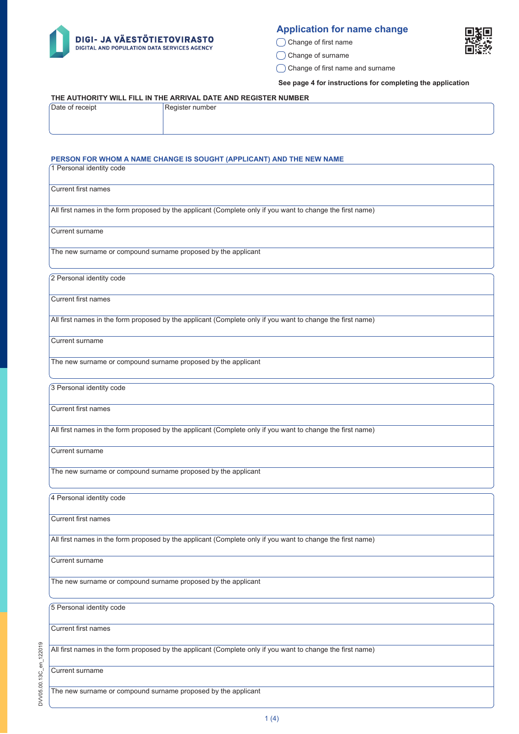DIGI- JA VÄESTÖTIETOVIRASTO
DIGITAL AND POPULATION DATA SERVICES AGENCY

# Application for name change

- ◯ Change of first name
- ◯ Change of surname
- ◯ Change of first name and surname

**See page 4 for instructions for completing the application**

**THE AUTHORITY WILL FILL IN THE ARRIVAL DATE AND REGISTER NUMBER**

| Date of receipt | Register number |
| --- | --- |
| | |

## PERSON FOR WHOM A NAME CHANGE IS SOUGHT (APPLICANT) AND THE NEW NAME

| 1 Personal identity code |
| --- |
| Current first names |
| All first names in the form proposed by the applicant (Complete only if you want to change the first name) |
| Current surname |
| The new surname or compound surname proposed by the applicant |

| 2 Personal identity code |
| --- |
| Current first names |
| All first names in the form proposed by the applicant (Complete only if you want to change the first name) |
| Current surname |
| The new surname or compound surname proposed by the applicant |

| 3 Personal identity code |
| --- |
| Current first names |
| All first names in the form proposed by the applicant (Complete only if you want to change the first name) |
| Current surname |
| The new surname or compound surname proposed by the applicant |

| 4 Personal identity code |
| --- |
| Current first names |
| All first names in the form proposed by the applicant (Complete only if you want to change the first name) |
| Current surname |
| The new surname or compound surname proposed by the applicant |

| 5 Personal identity code |
| --- |
| Current first names |
| All first names in the form proposed by the applicant (Complete only if you want to change the first name) |
| Current surname |
| The new surname or compound surname proposed by the applicant |

DVV05.00.13C_en_122019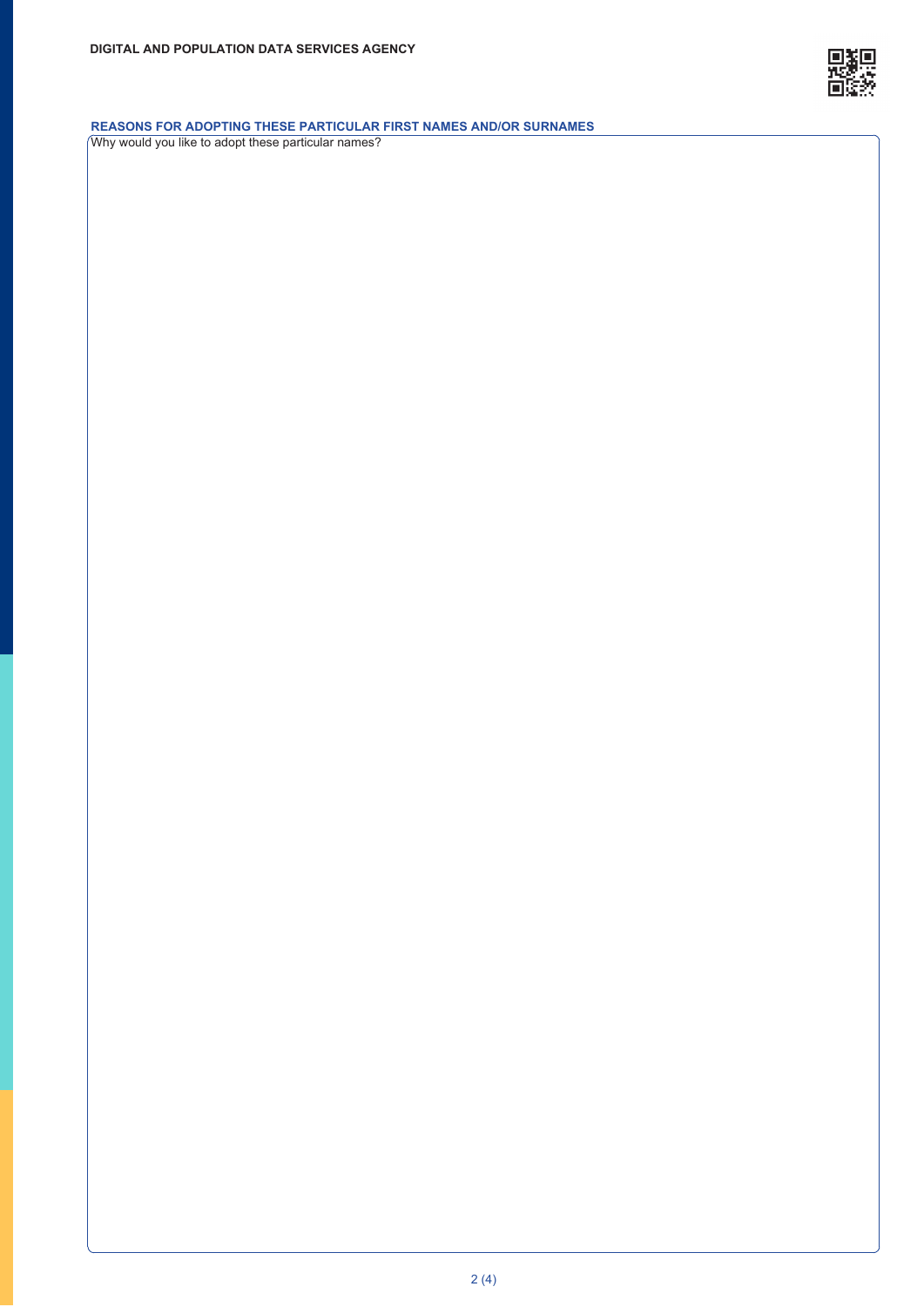## REASONS FOR ADOPTING THESE PARTICULAR FIRST NAMES AND/OR SURNAMES

Why would you like to adopt these particular names?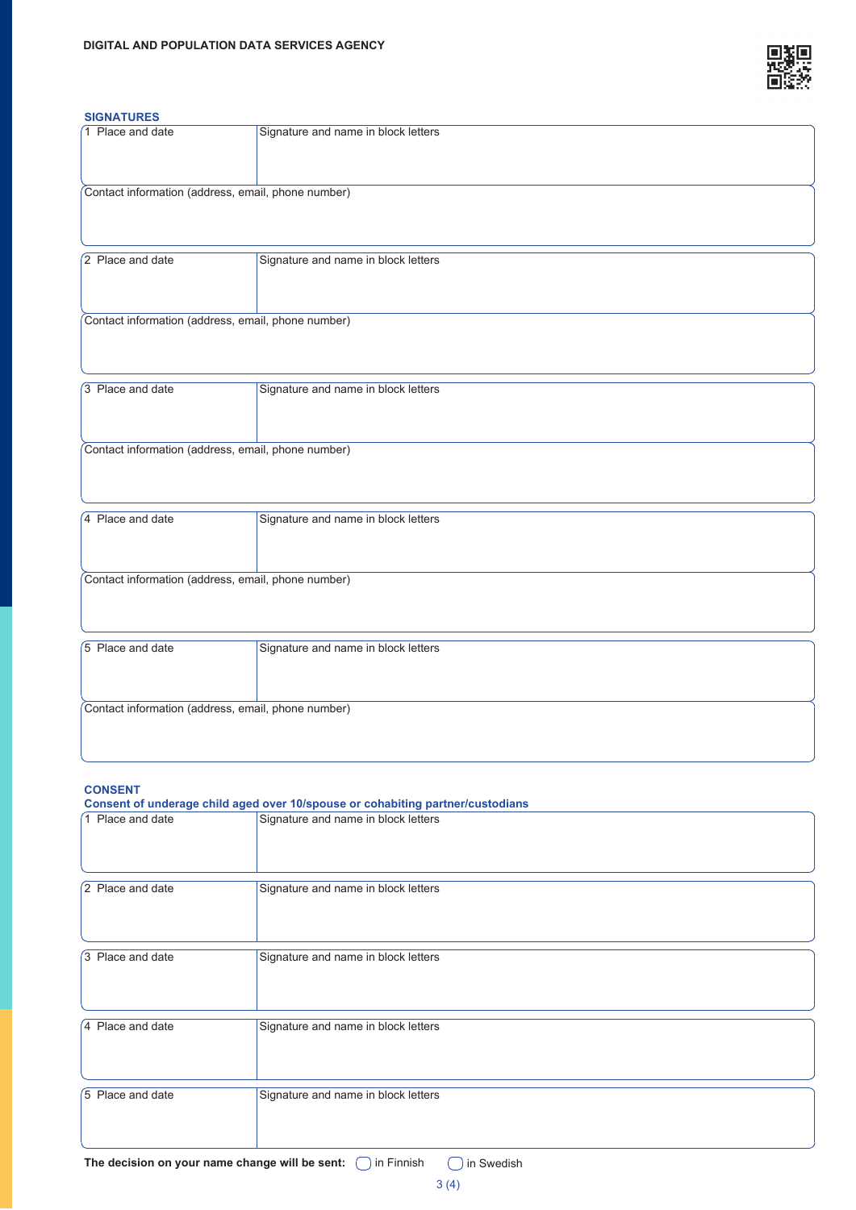DIGITAL AND POPULATION DATA SERVICES AGENCY

## SIGNATURES

| 1 Place and date | Signature and name in block letters |
|---|---|
| | |

Contact information (address, email, phone number)

| 2 Place and date | Signature and name in block letters |
|---|---|
| | |

Contact information (address, email, phone number)

| 3 Place and date | Signature and name in block letters |
|---|---|
| | |

Contact information (address, email, phone number)

| 4 Place and date | Signature and name in block letters |
|---|---|
| | |

Contact information (address, email, phone number)

| 5 Place and date | Signature and name in block letters |
|---|---|
| | |

Contact information (address, email, phone number)

## CONSENT

**Consent of underage child aged over 10/spouse or cohabiting partner/custodians**

| 1 Place and date | Signature and name in block letters |
|---|---|
| | |

| 2 Place and date | Signature and name in block letters |
|---|---|
| | |

| 3 Place and date | Signature and name in block letters |
|---|---|
| | |

| 4 Place and date | Signature and name in block letters |
|---|---|
| | |

| 5 Place and date | Signature and name in block letters |
|---|---|
| | |

**The decision on your name change will be sent:** ◯ in Finnish ◯ in Swedish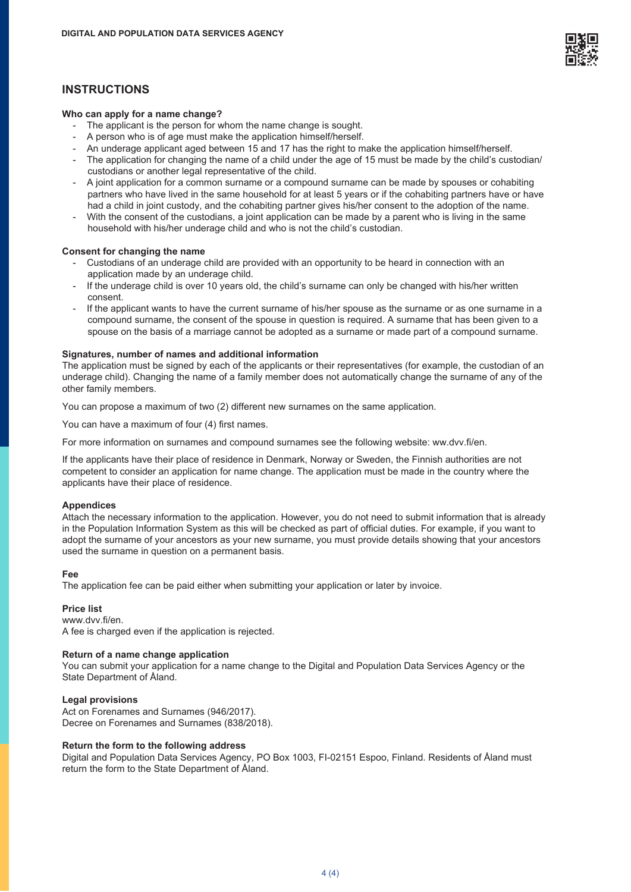DIGITAL AND POPULATION DATA SERVICES AGENCY

## INSTRUCTIONS

**Who can apply for a name change?**

- The applicant is the person for whom the name change is sought.
- A person who is of age must make the application himself/herself.
- An underage applicant aged between 15 and 17 has the right to make the application himself/herself.
- The application for changing the name of a child under the age of 15 must be made by the child's custodian/ custodians or another legal representative of the child.
- A joint application for a common surname or a compound surname can be made by spouses or cohabiting partners who have lived in the same household for at least 5 years or if the cohabiting partners have or have had a child in joint custody, and the cohabiting partner gives his/her consent to the adoption of the name.
- With the consent of the custodians, a joint application can be made by a parent who is living in the same household with his/her underage child and who is not the child's custodian.

**Consent for changing the name**

- Custodians of an underage child are provided with an opportunity to be heard in connection with an application made by an underage child.
- If the underage child is over 10 years old, the child's surname can only be changed with his/her written consent.
- If the applicant wants to have the current surname of his/her spouse as the surname or as one surname in a compound surname, the consent of the spouse in question is required. A surname that has been given to a spouse on the basis of a marriage cannot be adopted as a surname or made part of a compound surname.

**Signatures, number of names and additional information**

The application must be signed by each of the applicants or their representatives (for example, the custodian of an underage child). Changing the name of a family member does not automatically change the surname of any of the other family members.

You can propose a maximum of two (2) different new surnames on the same application.

You can have a maximum of four (4) first names.

For more information on surnames and compound surnames see the following website: ww.dvv.fi/en.

If the applicants have their place of residence in Denmark, Norway or Sweden, the Finnish authorities are not competent to consider an application for name change. The application must be made in the country where the applicants have their place of residence.

**Appendices**

Attach the necessary information to the application. However, you do not need to submit information that is already in the Population Information System as this will be checked as part of official duties. For example, if you want to adopt the surname of your ancestors as your new surname, you must provide details showing that your ancestors used the surname in question on a permanent basis.

**Fee**

The application fee can be paid either when submitting your application or later by invoice.

**Price list**

www.dvv.fi/en.
A fee is charged even if the application is rejected.

**Return of a name change application**

You can submit your application for a name change to the Digital and Population Data Services Agency or the State Department of Åland.

**Legal provisions**

Act on Forenames and Surnames (946/2017).
Decree on Forenames and Surnames (838/2018).

**Return the form to the following address**

Digital and Population Data Services Agency, PO Box 1003, FI-02151 Espoo, Finland. Residents of Åland must return the form to the State Department of Åland.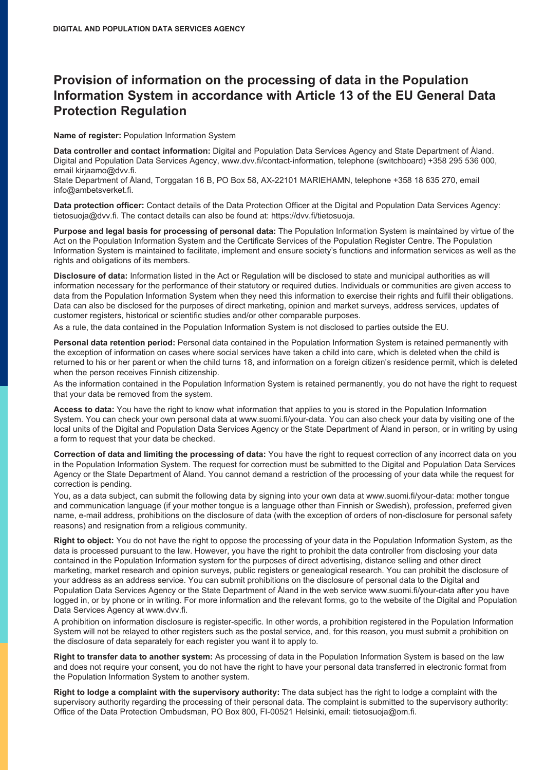# Provision of information on the processing of data in the Population Information System in accordance with Article 13 of the EU General Data Protection Regulation

**Name of register:** Population Information System

**Data controller and contact information:** Digital and Population Data Services Agency and State Department of Åland. Digital and Population Data Services Agency, www.dvv.fi/contact-information, telephone (switchboard) +358 295 536 000, email kirjaamo@dvv.fi.
State Department of Åland, Torggatan 16 B, PO Box 58, AX-22101 MARIEHAMN, telephone +358 18 635 270, email info@ambetsverket.fi.

**Data protection officer:** Contact details of the Data Protection Officer at the Digital and Population Data Services Agency: tietosuoja@dvv.fi. The contact details can also be found at: https://dvv.fi/tietosuoja.

**Purpose and legal basis for processing of personal data:** The Population Information System is maintained by virtue of the Act on the Population Information System and the Certificate Services of the Population Register Centre. The Population Information System is maintained to facilitate, implement and ensure society's functions and information services as well as the rights and obligations of its members.

**Disclosure of data:** Information listed in the Act or Regulation will be disclosed to state and municipal authorities as will information necessary for the performance of their statutory or required duties. Individuals or communities are given access to data from the Population Information System when they need this information to exercise their rights and fulfil their obligations. Data can also be disclosed for the purposes of direct marketing, opinion and market surveys, address services, updates of customer registers, historical or scientific studies and/or other comparable purposes.

As a rule, the data contained in the Population Information System is not disclosed to parties outside the EU.

**Personal data retention period:** Personal data contained in the Population Information System is retained permanently with the exception of information on cases where social services have taken a child into care, which is deleted when the child is returned to his or her parent or when the child turns 18, and information on a foreign citizen's residence permit, which is deleted when the person receives Finnish citizenship.

As the information contained in the Population Information System is retained permanently, you do not have the right to request that your data be removed from the system.

**Access to data:** You have the right to know what information that applies to you is stored in the Population Information System. You can check your own personal data at www.suomi.fi/your-data. You can also check your data by visiting one of the local units of the Digital and Population Data Services Agency or the State Department of Åland in person, or in writing by using a form to request that your data be checked.

**Correction of data and limiting the processing of data:** You have the right to request correction of any incorrect data on you in the Population Information System. The request for correction must be submitted to the Digital and Population Data Services Agency or the State Department of Åland. You cannot demand a restriction of the processing of your data while the request for correction is pending.

You, as a data subject, can submit the following data by signing into your own data at www.suomi.fi/your-data: mother tongue and communication language (if your mother tongue is a language other than Finnish or Swedish), profession, preferred given name, e-mail address, prohibitions on the disclosure of data (with the exception of orders of non-disclosure for personal safety reasons) and resignation from a religious community.

**Right to object:** You do not have the right to oppose the processing of your data in the Population Information System, as the data is processed pursuant to the law. However, you have the right to prohibit the data controller from disclosing your data contained in the Population Information system for the purposes of direct advertising, distance selling and other direct marketing, market research and opinion surveys, public registers or genealogical research. You can prohibit the disclosure of your address as an address service. You can submit prohibitions on the disclosure of personal data to the Digital and Population Data Services Agency or the State Department of Åland in the web service www.suomi.fi/your-data after you have logged in, or by phone or in writing. For more information and the relevant forms, go to the website of the Digital and Population Data Services Agency at www.dvv.fi.

A prohibition on information disclosure is register-specific. In other words, a prohibition registered in the Population Information System will not be relayed to other registers such as the postal service, and, for this reason, you must submit a prohibition on the disclosure of data separately for each register you want it to apply to.

**Right to transfer data to another system:** As processing of data in the Population Information System is based on the law and does not require your consent, you do not have the right to have your personal data transferred in electronic format from the Population Information System to another system.

**Right to lodge a complaint with the supervisory authority:** The data subject has the right to lodge a complaint with the supervisory authority regarding the processing of their personal data. The complaint is submitted to the supervisory authority: Office of the Data Protection Ombudsman, PO Box 800, FI-00521 Helsinki, email: tietosuoja@om.fi.